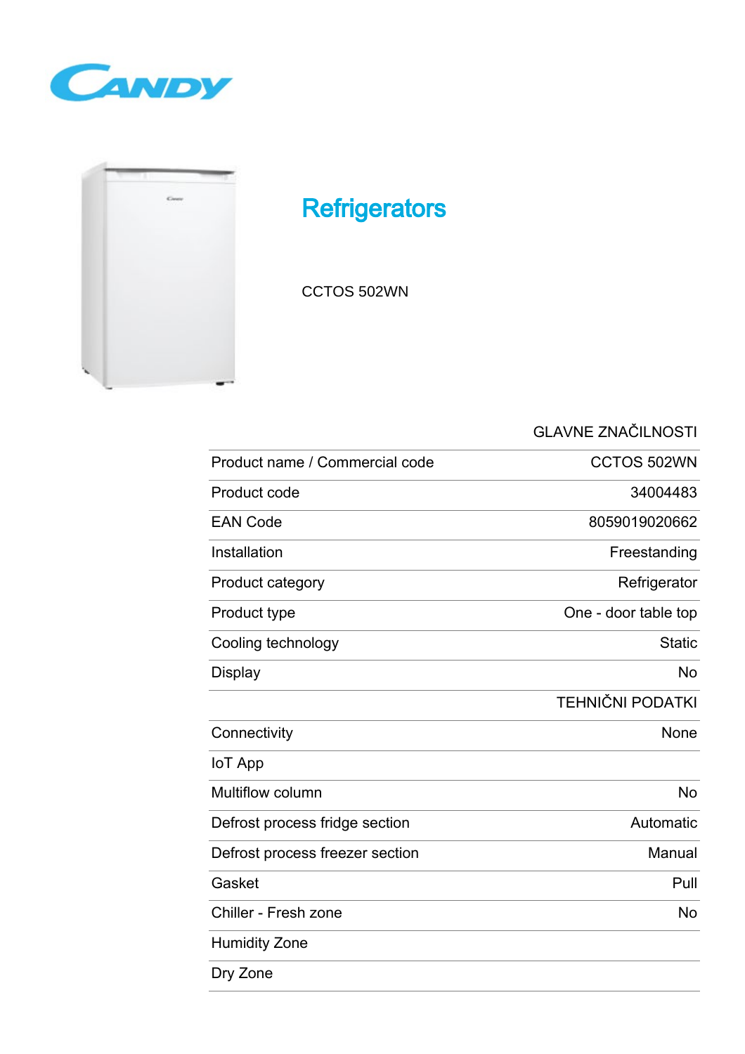# Refrigerators

CCTOS 502WN

| | GLAVNE ZNAČILNOSTI |
|---|---|
| Product name / Commercial code | CCTOS 502WN |
| Product code | 34004483 |
| EAN Code | 8059019020662 |
| Installation | Freestanding |
| Product category | Refrigerator |
| Product type | One - door table top |
| Cooling technology | Static |
| Display | No |
| | TEHNIČNI PODATKI |
| Connectivity | None |
| IoT App | |
| Multiflow column | No |
| Defrost process fridge section | Automatic |
| Defrost process freezer section | Manual |
| Gasket | Pull |
| Chiller - Fresh zone | No |
| Humidity Zone | |
| Dry Zone | |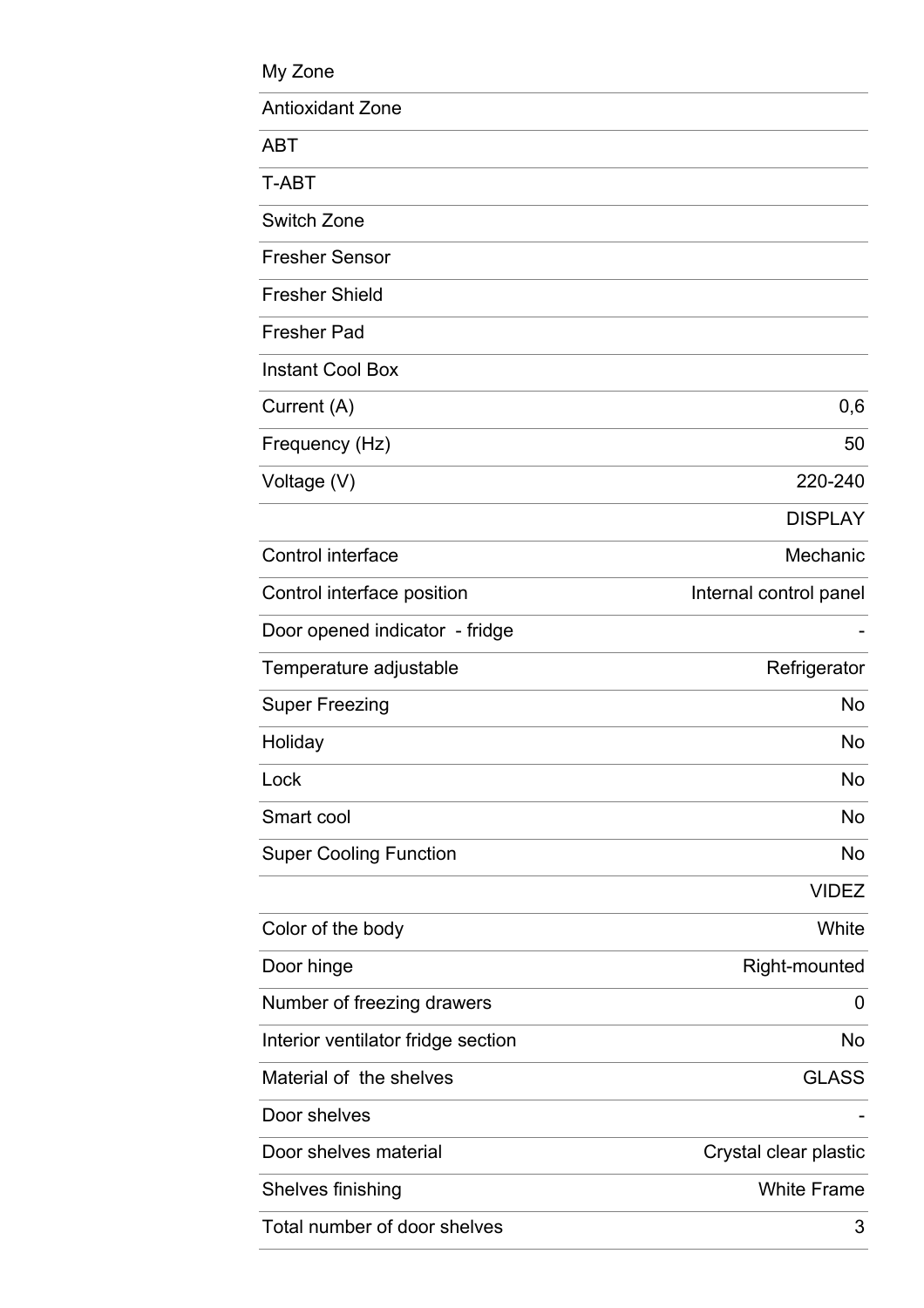| | |
|---|---|
| My Zone | |
| Antioxidant Zone | |
| ABT | |
| T-ABT | |
| Switch Zone | |
| Fresher Sensor | |
| Fresher Shield | |
| Fresher Pad | |
| Instant Cool Box | |
| Current (A) | 0,6 |
| Frequency (Hz) | 50 |
| Voltage (V) | 220-240 |
| | DISPLAY |
| Control interface | Mechanic |
| Control interface position | Internal control panel |
| Door opened indicator - fridge | - |
| Temperature adjustable | Refrigerator |
| Super Freezing | No |
| Holiday | No |
| Lock | No |
| Smart cool | No |
| Super Cooling Function | No |
| | VIDEZ |
| Color of the body | White |
| Door hinge | Right-mounted |
| Number of freezing drawers | 0 |
| Interior ventilator fridge section | No |
| Material of the shelves | GLASS |
| Door shelves | - |
| Door shelves material | Crystal clear plastic |
| Shelves finishing | White Frame |
| Total number of door shelves | 3 |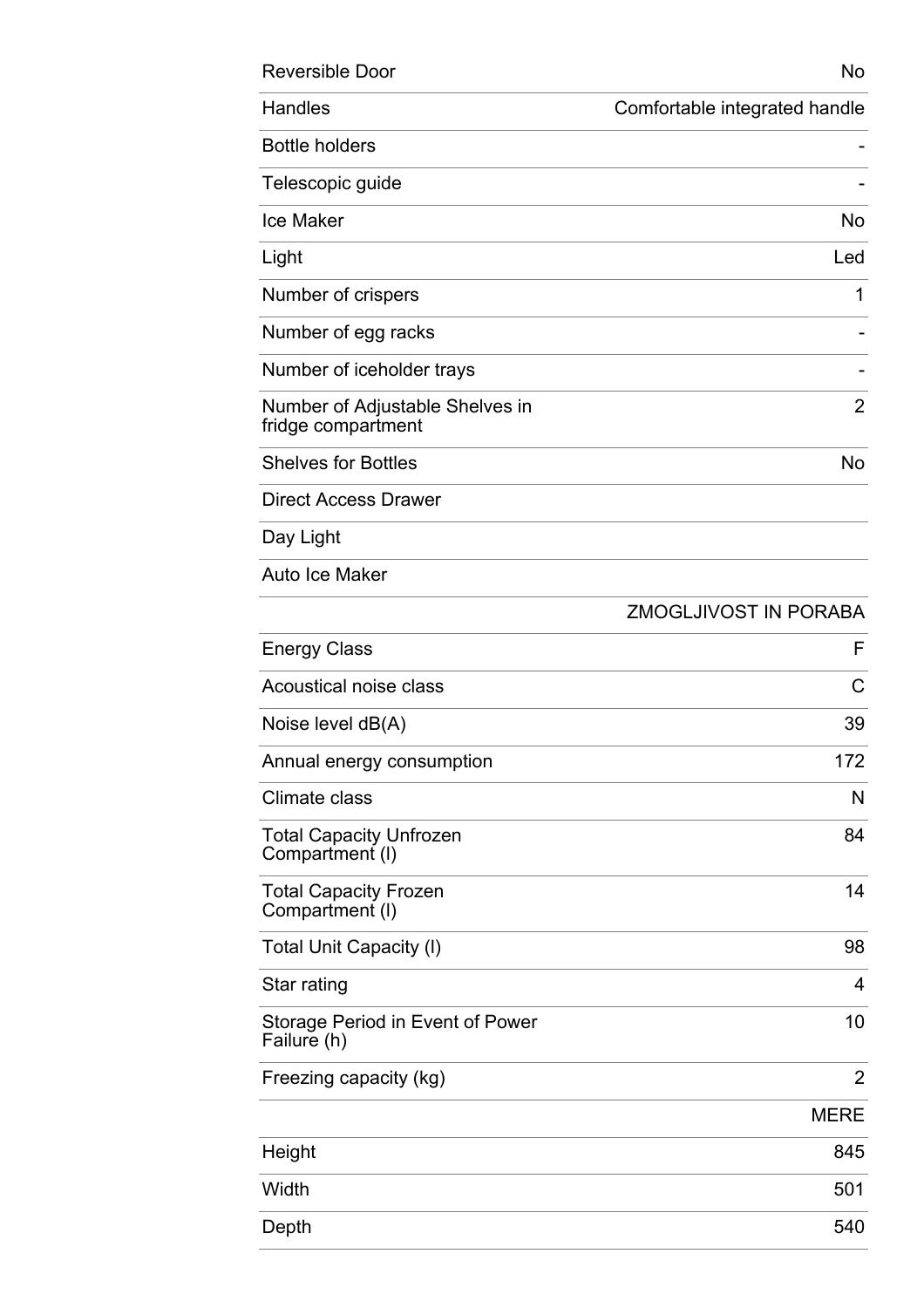| | |
|---|---|
| Reversible Door | No |
| Handles | Comfortable integrated handle |
| Bottle holders | - |
| Telescopic guide | - |
| Ice Maker | No |
| Light | Led |
| Number of crispers | 1 |
| Number of egg racks | - |
| Number of iceholder trays | - |
| Number of Adjustable Shelves in fridge compartment | 2 |
| Shelves for Bottles | No |
| Direct Access Drawer | |
| Day Light | |
| Auto Ice Maker | |

| | ZMOGLJIVOST IN PORABA |
|---|---|
| Energy Class | F |
| Acoustical noise class | C |
| Noise level dB(A) | 39 |
| Annual energy consumption | 172 |
| Climate class | N |
| Total Capacity Unfrozen Compartment (l) | 84 |
| Total Capacity Frozen Compartment (l) | 14 |
| Total Unit Capacity (l) | 98 |
| Star rating | 4 |
| Storage Period in Event of Power Failure (h) | 10 |
| Freezing capacity (kg) | 2 |

| | MERE |
|---|---|
| Height | 845 |
| Width | 501 |
| Depth | 540 |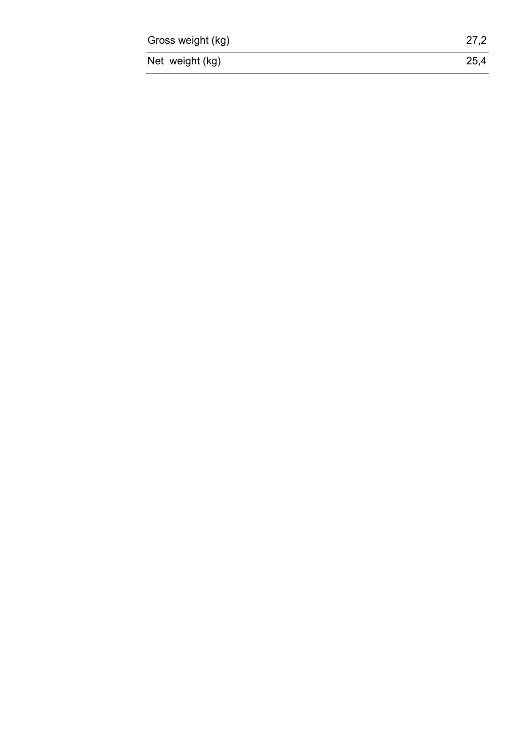| | |
|---|---|
| Gross weight (kg) | 27,2 |
| Net  weight (kg) | 25,4 |